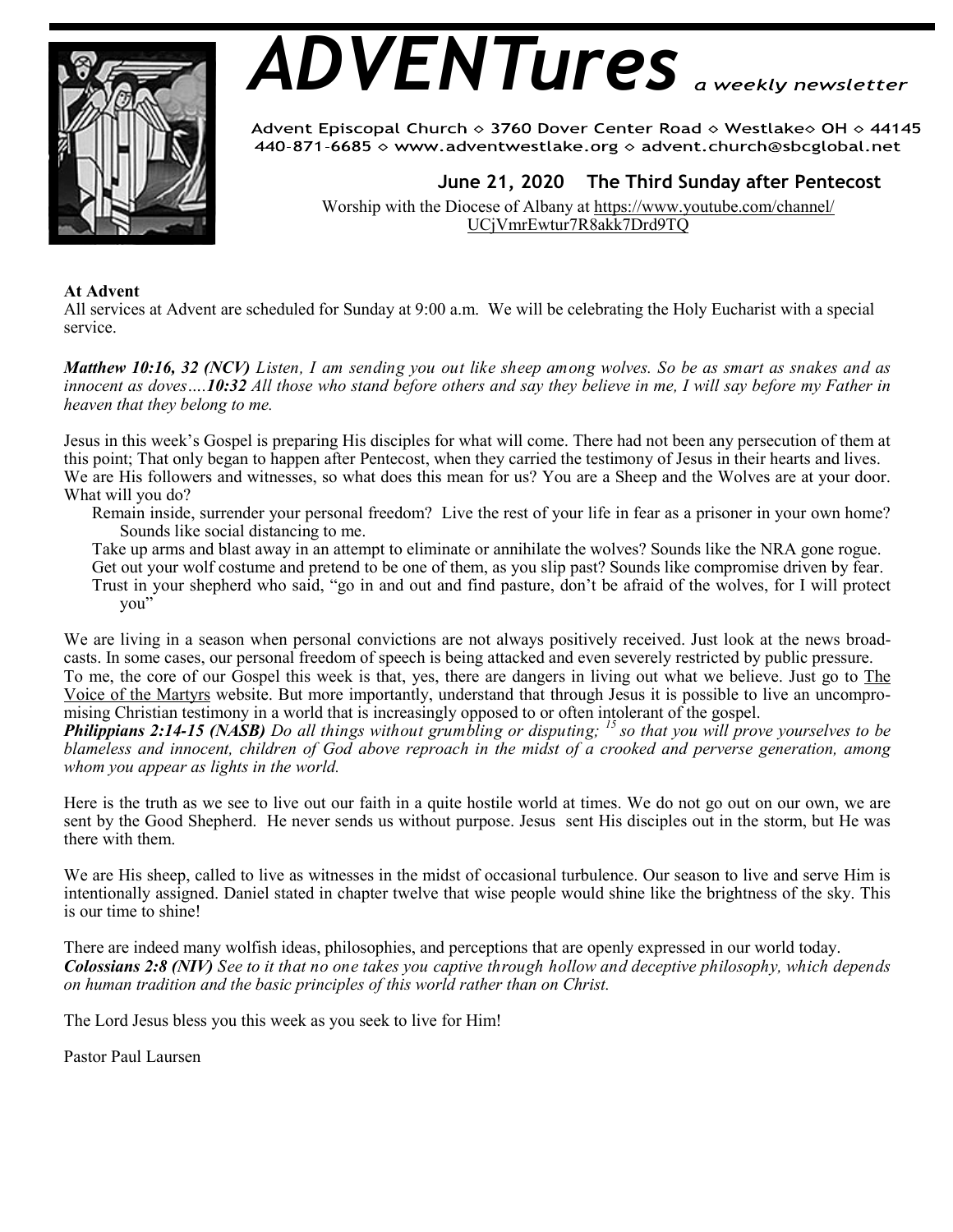# ADVENTures *a weekly newsletter*

Advent Episcopal Church ◇ 3760 Dover Center Road ◇ Westlake◇ OH ◇ 44145
440-871-6685 ◇ www.adventwestlake.org ◇ advent.church@sbcglobal.net

**June 21, 2020 The Third Sunday after Pentecost**

Worship with the Diocese of Albany at https://www.youtube.com/channel/UCjVmrEwtur7R8akk7Drd9TQ

**At Advent**
All services at Advent are scheduled for Sunday at 9:00 a.m. We will be celebrating the Holy Eucharist with a special service.

***Matthew 10:16, 32 (NCV)*** *Listen, I am sending you out like sheep among wolves. So be as smart as snakes and as innocent as doves….**10:32** All those who stand before others and say they believe in me, I will say before my Father in heaven that they belong to me.*

Jesus in this week's Gospel is preparing His disciples for what will come. There had not been any persecution of them at this point; That only began to happen after Pentecost, when they carried the testimony of Jesus in their hearts and lives. We are His followers and witnesses, so what does this mean for us? You are a Sheep and the Wolves are at your door. What will you do?

Remain inside, surrender your personal freedom? Live the rest of your life in fear as a prisoner in your own home? Sounds like social distancing to me.

Take up arms and blast away in an attempt to eliminate or annihilate the wolves? Sounds like the NRA gone rogue.

Get out your wolf costume and pretend to be one of them, as you slip past? Sounds like compromise driven by fear.

Trust in your shepherd who said, "go in and out and find pasture, don't be afraid of the wolves, for I will protect you"

We are living in a season when personal convictions are not always positively received. Just look at the news broadcasts. In some cases, our personal freedom of speech is being attacked and even severely restricted by public pressure.
To me, the core of our Gospel this week is that, yes, there are dangers in living out what we believe. Just go to The Voice of the Martyrs website. But more importantly, understand that through Jesus it is possible to live an uncompromising Christian testimony in a world that is increasingly opposed to or often intolerant of the gospel.
***Philippians 2:14-15 (NASB)*** *Do all things without grumbling or disputing; [15] so that you will prove yourselves to be blameless and innocent, children of God above reproach in the midst of a crooked and perverse generation, among whom you appear as lights in the world.*

Here is the truth as we see to live out our faith in a quite hostile world at times. We do not go out on our own, we are sent by the Good Shepherd. He never sends us without purpose. Jesus sent His disciples out in the storm, but He was there with them.

We are His sheep, called to live as witnesses in the midst of occasional turbulence. Our season to live and serve Him is intentionally assigned. Daniel stated in chapter twelve that wise people would shine like the brightness of the sky. This is our time to shine!

There are indeed many wolfish ideas, philosophies, and perceptions that are openly expressed in our world today.
***Colossians 2:8 (NIV)*** *See to it that no one takes you captive through hollow and deceptive philosophy, which depends on human tradition and the basic principles of this world rather than on Christ.*

The Lord Jesus bless you this week as you seek to live for Him!

Pastor Paul Laursen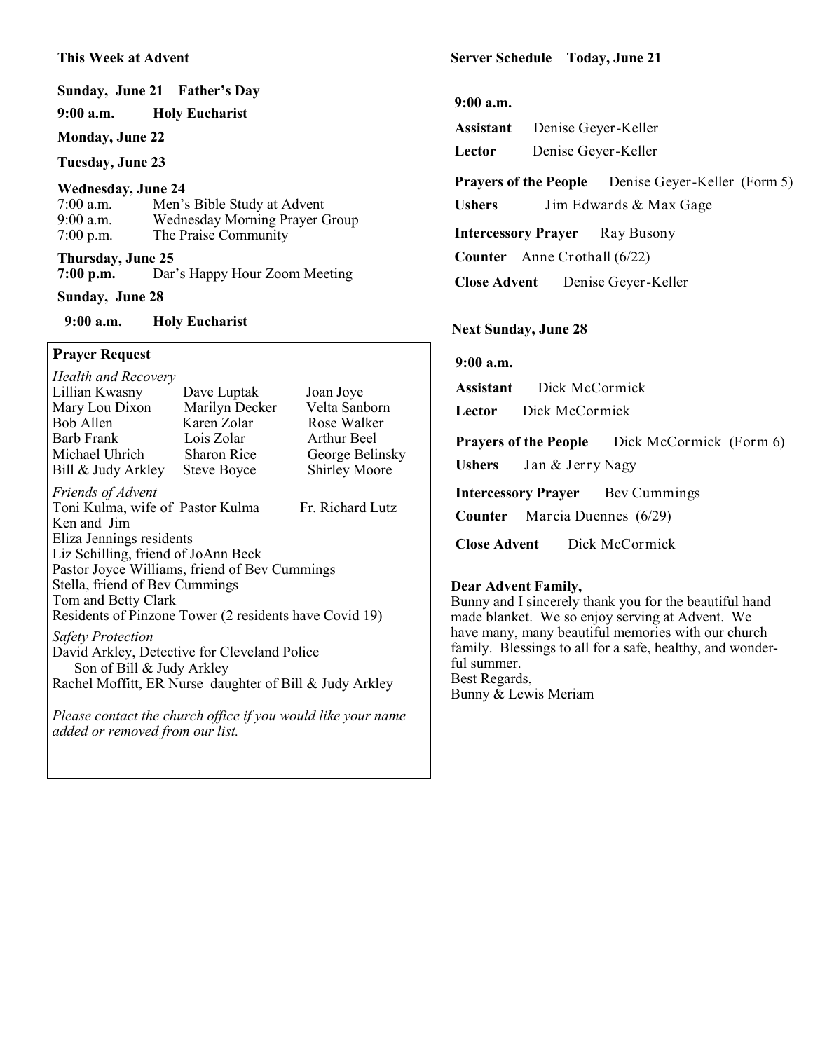## This Week at Advent

**Sunday, June 21 Father's Day**

**9:00 a.m. Holy Eucharist**

**Monday, June 22**

**Tuesday, June 23**

**Wednesday, June 24**

7:00 a.m. Men's Bible Study at Advent
9:00 a.m. Wednesday Morning Prayer Group
7:00 p.m. The Praise Community

**Thursday, June 25**

**7:00 p.m.** Dar's Happy Hour Zoom Meeting

**Sunday, June 28**

**9:00 a.m. Holy Eucharist**

### Prayer Request

*Health and Recovery*

| | | |
|---|---|---|
| Lillian Kwasny | Dave Luptak | Joan Joye |
| Mary Lou Dixon | Marilyn Decker | Velta Sanborn |
| Bob Allen | Karen Zolar | Rose Walker |
| Barb Frank | Lois Zolar | Arthur Beel |
| Michael Uhrich | Sharon Rice | George Belinsky |
| Bill & Judy Arkley | Steve Boyce | Shirley Moore |

*Friends of Advent*

Toni Kulma, wife of Pastor Kulma
Fr. Richard Lutz
Ken and Jim
Eliza Jennings residents
Liz Schilling, friend of JoAnn Beck
Pastor Joyce Williams, friend of Bev Cummings
Stella, friend of Bev Cummings
Tom and Betty Clark
Residents of Pinzone Tower (2 residents have Covid 19)

*Safety Protection*

David Arkley, Detective for Cleveland Police
Son of Bill & Judy Arkley
Rachel Moffitt, ER Nurse daughter of Bill & Judy Arkley

*Please contact the church office if you would like your name added or removed from our list.*

## Server Schedule Today, June 21

**9:00 a.m.**

**Assistant** Denise Geyer-Keller

**Lector** Denise Geyer-Keller

**Prayers of the People** Denise Geyer-Keller (Form 5)

**Ushers** Jim Edwards & Max Gage

**Intercessory Prayer** Ray Busony

**Counter** Anne Crothall (6/22)

**Close Advent** Denise Geyer-Keller

### Next Sunday, June 28

**9:00 a.m.**

**Assistant** Dick McCormick

**Lector** Dick McCormick

**Prayers of the People** Dick McCormick (Form 6)

**Ushers** Jan & Jerry Nagy

**Intercessory Prayer** Bev Cummings

**Counter** Marcia Duennes (6/29)

**Close Advent** Dick McCormick

**Dear Advent Family,**

Bunny and I sincerely thank you for the beautiful hand made blanket. We so enjoy serving at Advent. We have many, many beautiful memories with our church family. Blessings to all for a safe, healthy, and wonderful summer.

Best Regards,
Bunny & Lewis Meriam